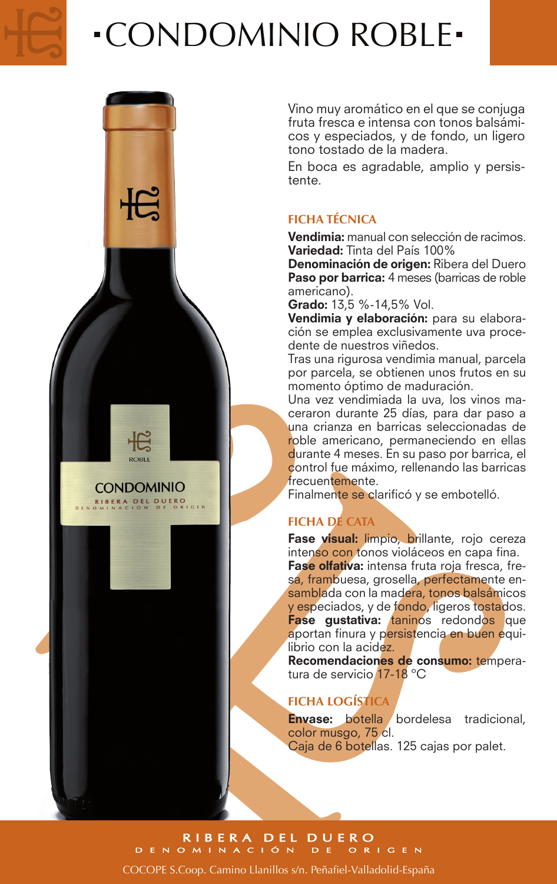# ·CONDOMINIO ROBLE·

Vino muy aromático en el que se conjuga fruta fresca e intensa con tonos balsámicos y especiados, y de fondo, un ligero tono tostado de la madera.

En boca es agradable, amplio y persistente.

## FICHA TÉCNICA

**Vendimia:** manual con selección de racimos.
**Variedad:** Tinta del País 100%
**Denominación de origen:** Ribera del Duero
**Paso por barrica:** 4 meses (barricas de roble americano).
**Grado:** 13,5 %-14,5% Vol.
**Vendimia y elaboración:** para su elaboración se emplea exclusivamente uva procedente de nuestros viñedos.

Tras una rigurosa vendimia manual, parcela por parcela, se obtienen unos frutos en su momento óptimo de maduración.

Una vez vendimiada la uva, los vinos maceraron durante 25 días, para dar paso a una crianza en barricas seleccionadas de roble americano, permaneciendo en ellas durante 4 meses. En su paso por barrica, el control fue máximo, rellenando las barricas frecuentemente.

Finalmente se clarificó y se embotelló.

## FICHA DE CATA

**Fase visual:** limpio, brillante, rojo cereza intenso con tonos violáceos en capa fina.
**Fase olfativa:** intensa fruta roja fresca, fresa, frambuesa, grosella, perfectamente ensamblada con la madera, tonos balsámicos y especiados, y de fondo, ligeros tostados.
**Fase gustativa:** taninos redondos que aportan finura y persistencia en buen equilibrio con la acidez.
**Recomendaciones de consumo:** temperatura de servicio 17-18 °C

## FICHA LOGÍSTICA

**Envase:** botella bordelesa tradicional, color musgo, 75 cl.
Caja de 6 botellas. 125 cajas por palet.

RIBERA DEL DUERO
DENOMINACIÓN DE ORIGEN

COCOPE S.Coop. Camino Llanillos s/n. Peñafiel-Valladolid-España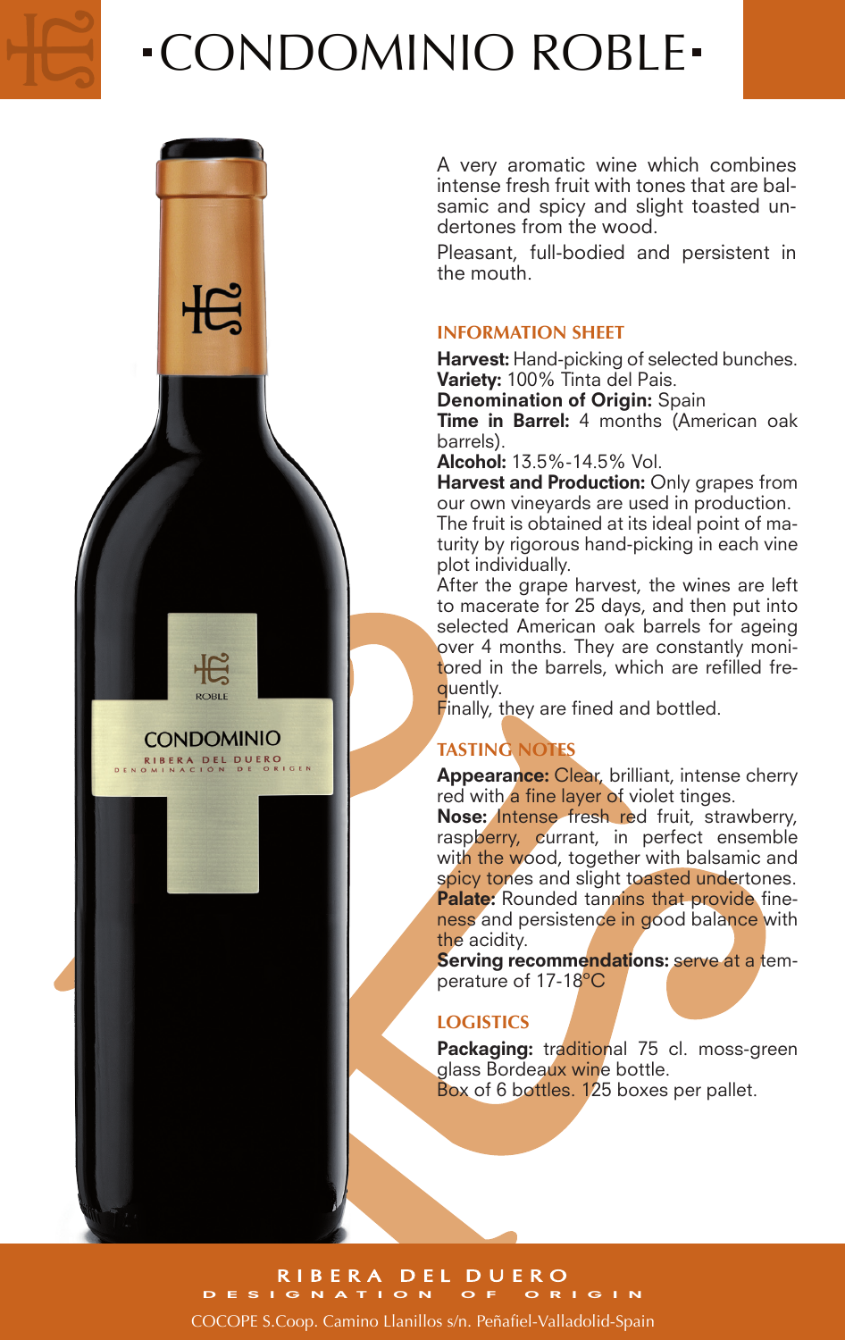# ·CONDOMINIO ROBLE·

A very aromatic wine which combines intense fresh fruit with tones that are balsamic and spicy and slight toasted undertones from the wood.

Pleasant, full-bodied and persistent in the mouth.

## INFORMATION SHEET

**Harvest:** Hand-picking of selected bunches.
**Variety:** 100% Tinta del Pais.
**Denomination of Origin:** Spain
**Time in Barrel:** 4 months (American oak barrels).
**Alcohol:** 13.5%-14.5% Vol.
**Harvest and Production:** Only grapes from our own vineyards are used in production. The fruit is obtained at its ideal point of maturity by rigorous hand-picking in each vine plot individually.

After the grape harvest, the wines are left to macerate for 25 days, and then put into selected American oak barrels for ageing over 4 months. They are constantly monitored in the barrels, which are refilled frequently.

Finally, they are fined and bottled.

## TASTING NOTES

**Appearance:** Clear, brilliant, intense cherry red with a fine layer of violet tinges.
**Nose:** Intense fresh red fruit, strawberry, raspberry, currant, in perfect ensemble with the wood, together with balsamic and spicy tones and slight toasted undertones.
**Palate:** Rounded tannins that provide fineness and persistence in good balance with the acidity.
**Serving recommendations:** serve at a temperature of 17-18°C

## LOGISTICS

**Packaging:** traditional 75 cl. moss-green glass Bordeaux wine bottle.
Box of 6 bottles. 125 boxes per pallet.

ROBLE
CONDOMINIO
RIBERA DEL DUERO
DENOMINACION DE ORIGEN

RIBERA DEL DUERO
DESIGNATION OF ORIGIN

COCOPE S.Coop. Camino Llanillos s/n. Peñafiel-Valladolid-Spain